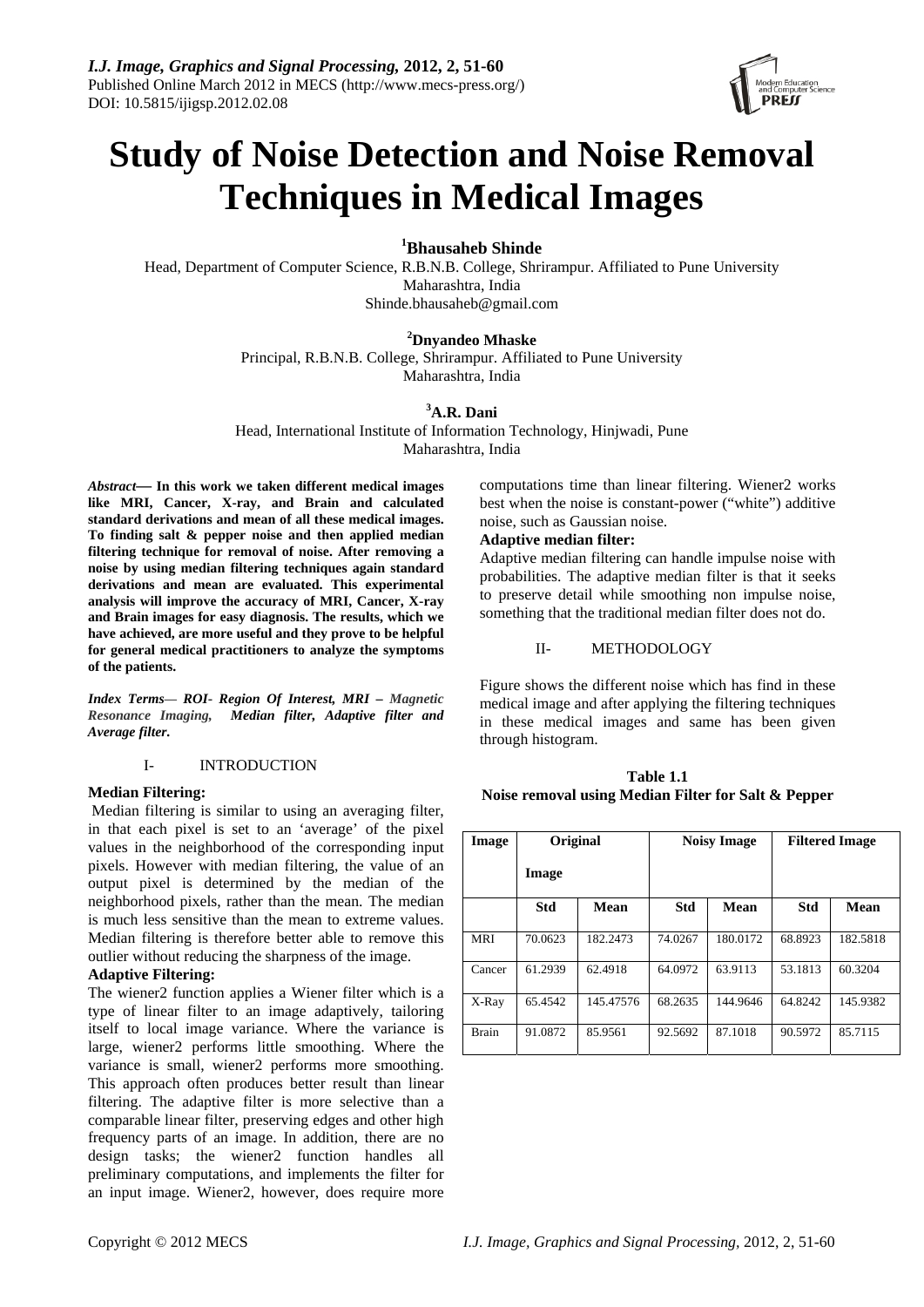# Study of Noise Detection and Noise Removal Techniques in Medical Images

[1]**Bhausaheb Shinde**

Head, Department of Computer Science, R.B.N.B. College, Shrirampur. Affiliated to Pune University Maharashtra, India
Shinde.bhausaheb@gmail.com

[2]**Dnyandeo Mhaske**

Principal, R.B.N.B. College, Shrirampur. Affiliated to Pune University Maharashtra, India

[3]**A.R. Dani**

Head, International Institute of Information Technology, Hinjwadi, Pune Maharashtra, India

***Abstract*— In this work we taken different medical images like MRI, Cancer, X-ray, and Brain and calculated standard derivations and mean of all these medical images. To finding salt & pepper noise and then applied median filtering technique for removal of noise. After removing a noise by using median filtering techniques again standard derivations and mean are evaluated. This experimental analysis will improve the accuracy of MRI, Cancer, X-ray and Brain images for easy diagnosis. The results, which we have achieved, are more useful and they prove to be helpful for general medical practitioners to analyze the symptoms of the patients.**

***Index Terms*— *ROI- Region Of Interest, MRI – Magnetic Resonance Imaging, Median filter, Adaptive filter and Average filter.***

## I- INTRODUCTION

### Median Filtering:

Median filtering is similar to using an averaging filter, in that each pixel is set to an 'average' of the pixel values in the neighborhood of the corresponding input pixels. However with median filtering, the value of an output pixel is determined by the median of the neighborhood pixels, rather than the mean. The median is much less sensitive than the mean to extreme values. Median filtering is therefore better able to remove this outlier without reducing the sharpness of the image.

### Adaptive Filtering:

The wiener2 function applies a Wiener filter which is a type of linear filter to an image adaptively, tailoring itself to local image variance. Where the variance is large, wiener2 performs little smoothing. Where the variance is small, wiener2 performs more smoothing. This approach often produces better result than linear filtering. The adaptive filter is more selective than a comparable linear filter, preserving edges and other high frequency parts of an image. In addition, there are no design tasks; the wiener2 function handles all preliminary computations, and implements the filter for an input image. Wiener2, however, does require more computations time than linear filtering. Wiener2 works best when the noise is constant-power ("white") additive noise, such as Gaussian noise.

### Adaptive median filter:

Adaptive median filtering can handle impulse noise with probabilities. The adaptive median filter is that it seeks to preserve detail while smoothing non impulse noise, something that the traditional median filter does not do.

## II- METHODOLOGY

Figure shows the different noise which has find in these medical image and after applying the filtering techniques in these medical images and same has been given through histogram.

**Table 1.1**
**Noise removal using Median Filter for Salt & Pepper**

| Image | Original Image | | Noisy Image | | Filtered Image | |
|---|---|---|---|---|---|---|
| | **Std** | **Mean** | **Std** | **Mean** | **Std** | **Mean** |
| MRI | 70.0623 | 182.2473 | 74.0267 | 180.0172 | 68.8923 | 182.5818 |
| Cancer | 61.2939 | 62.4918 | 64.0972 | 63.9113 | 53.1813 | 60.3204 |
| X-Ray | 65.4542 | 145.47576 | 68.2635 | 144.9646 | 64.8242 | 145.9382 |
| Brain | 91.0872 | 85.9561 | 92.5692 | 87.1018 | 90.5972 | 85.7115 |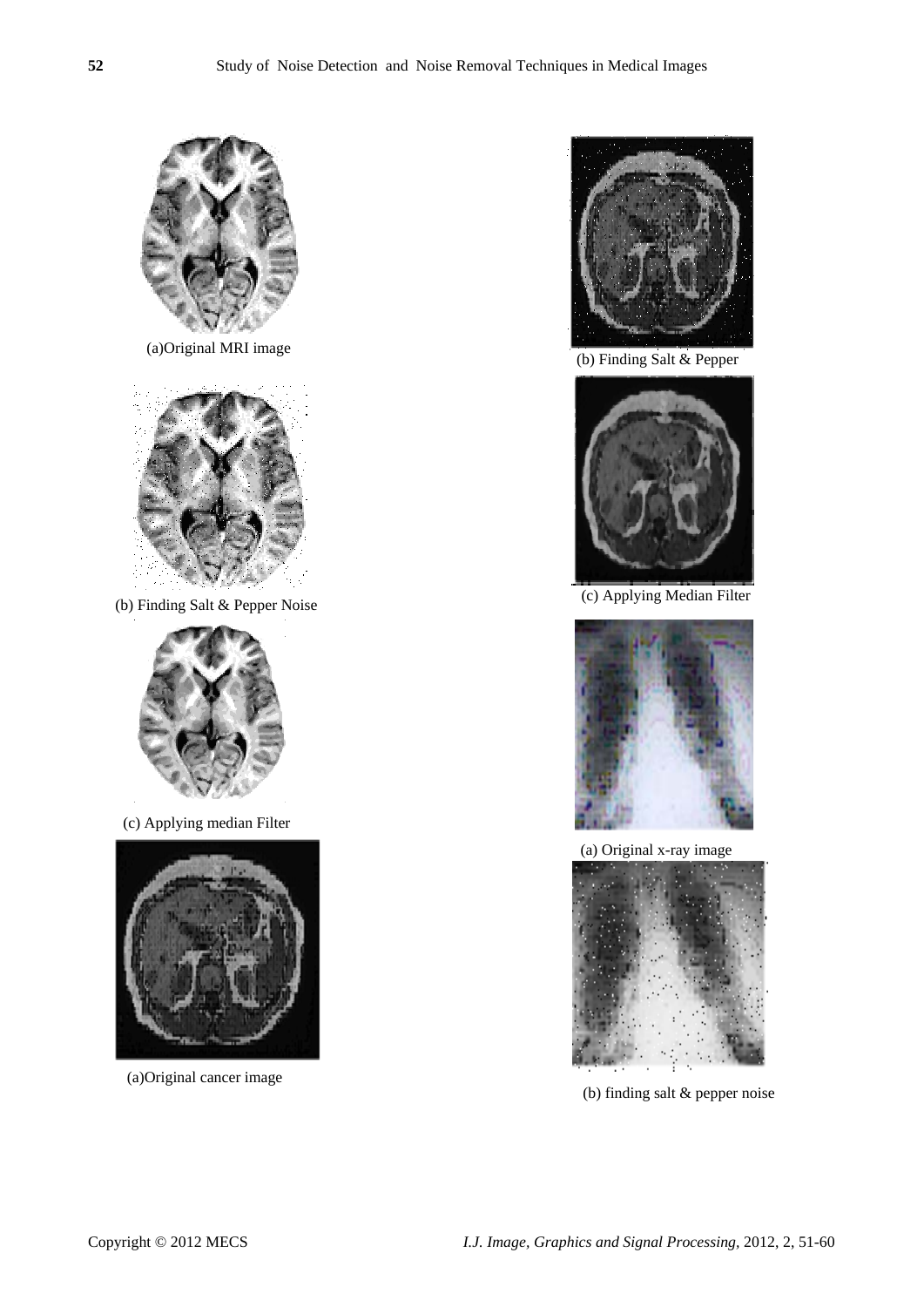(a)Original MRI image

(b) Finding Salt & Pepper Noise

(c) Applying median Filter

(a)Original cancer image

(b) Finding Salt & Pepper

(c) Applying Median Filter

(a) Original x-ray image

(b) finding salt & pepper noise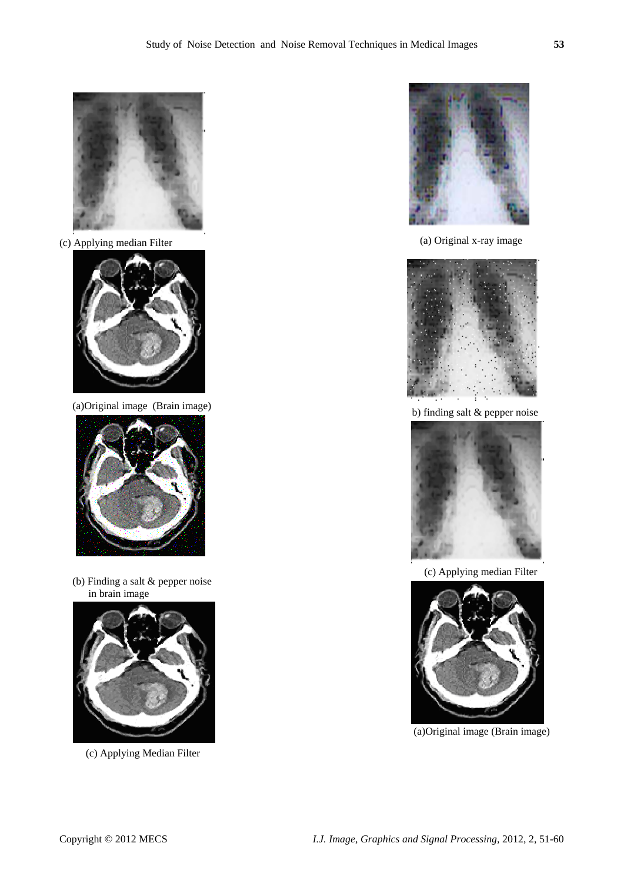(c) Applying median Filter

(a)Original image (Brain image)

(b) Finding a salt & pepper noise in brain image

(c) Applying Median Filter

(a) Original x-ray image

b) finding salt & pepper noise

(c) Applying median Filter

(a)Original image (Brain image)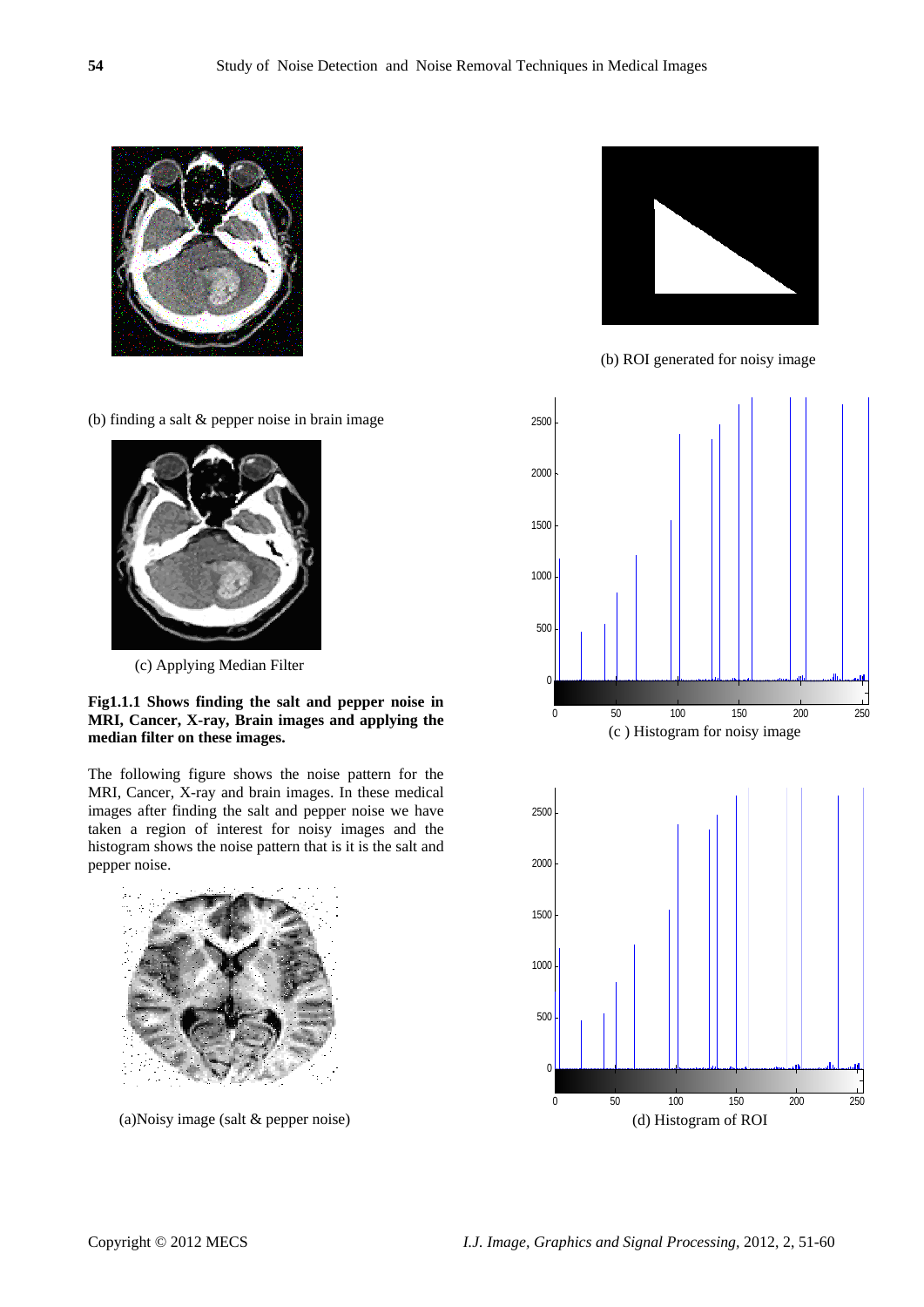(b) finding a salt & pepper noise in brain image

(c) Applying Median Filter

**Fig1.1.1 Shows finding the salt and pepper noise in MRI, Cancer, X-ray, Brain images and applying the median filter on these images.**

The following figure shows the noise pattern for the MRI, Cancer, X-ray and brain images. In these medical images after finding the salt and pepper noise we have taken a region of interest for noisy images and the histogram shows the noise pattern that is it is the salt and pepper noise.

(a)Noisy image (salt & pepper noise)

(b) ROI generated for noisy image

(c ) Histogram for noisy image

(d) Histogram of ROI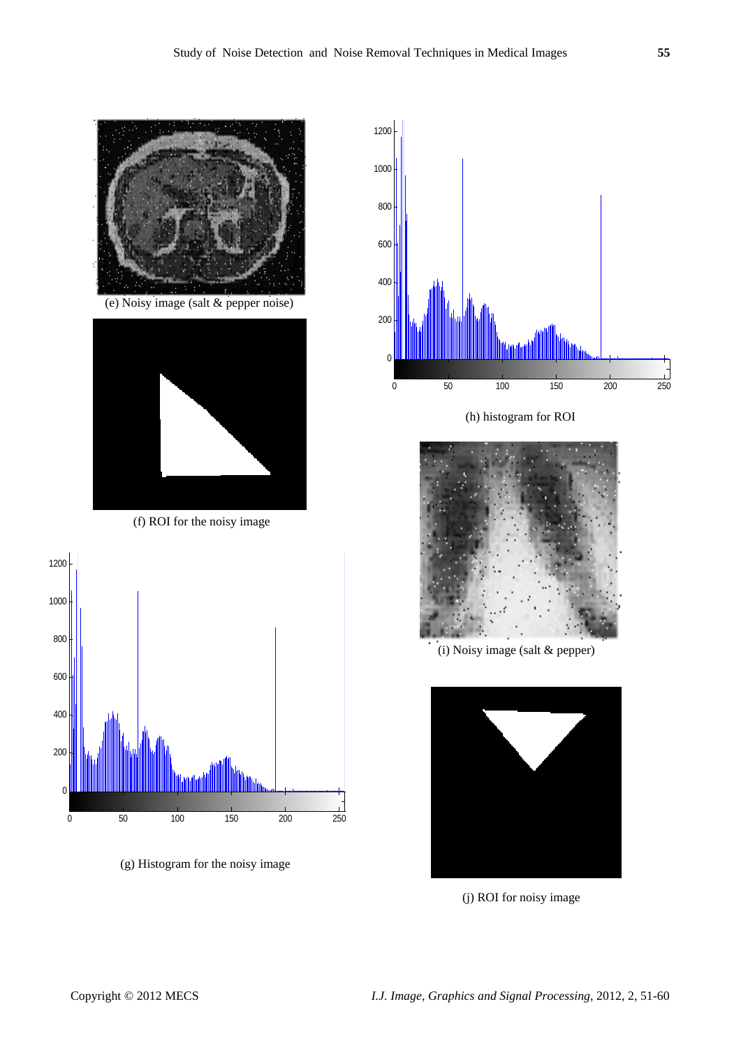(e) Noisy image (salt & pepper noise)

(f) ROI for the noisy image

(g) Histogram for the noisy image

(h) histogram for ROI

(i) Noisy image (salt & pepper)

(j) ROI for noisy image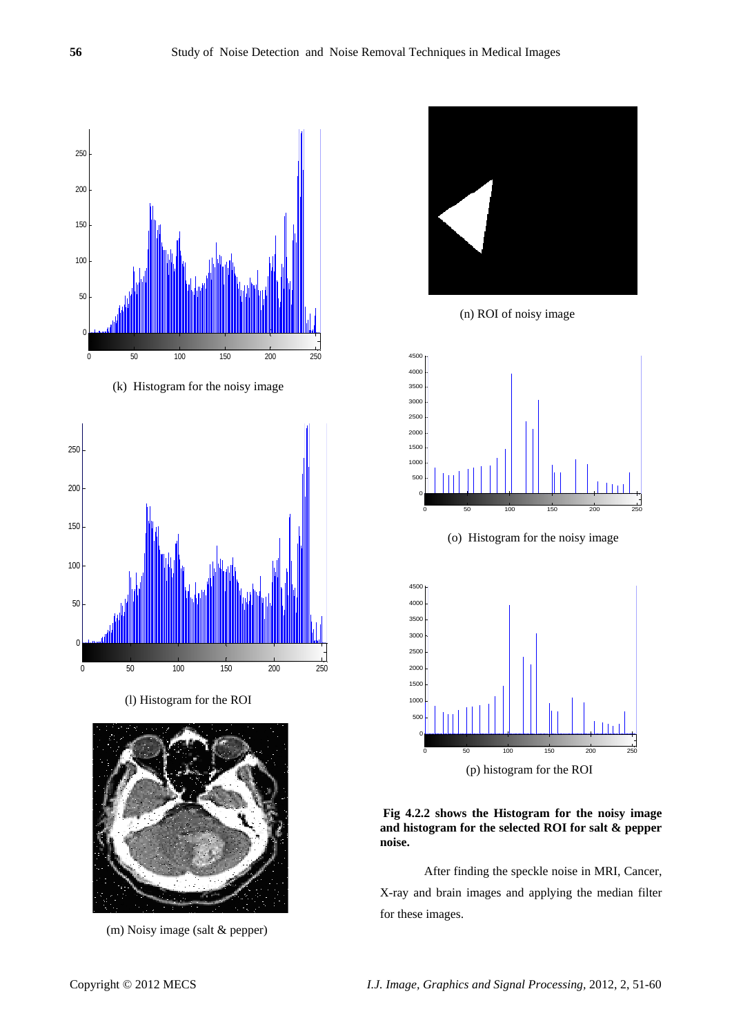(k) Histogram for the noisy image

(l) Histogram for the ROI

(m) Noisy image (salt & pepper)

(n) ROI of noisy image

(o) Histogram for the noisy image

(p) histogram for the ROI

**Fig 4.2.2 shows the Histogram for the noisy image and histogram for the selected ROI for salt & pepper noise.**

After finding the speckle noise in MRI, Cancer, X-ray and brain images and applying the median filter for these images.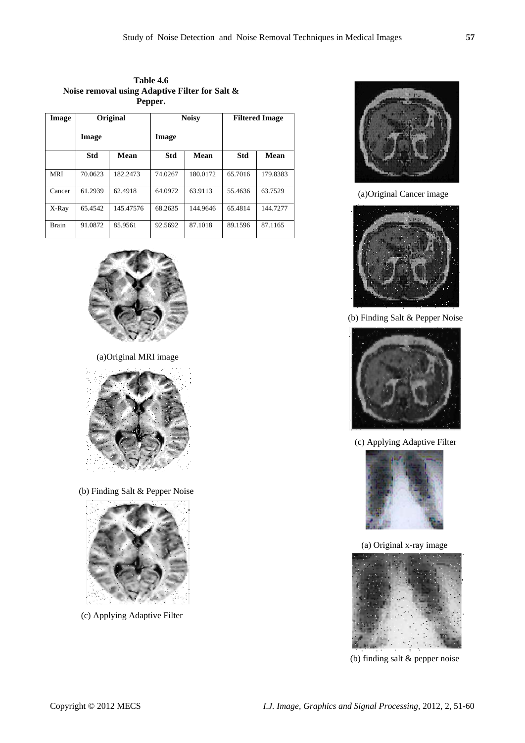**Table 4.6**
**Noise removal using Adaptive Filter for Salt & Pepper.**

| Image | Original Image | | Noisy Image | | Filtered Image | |
|---|---|---|---|---|---|---|
| | Std | Mean | Std | Mean | Std | Mean |
| MRI | 70.0623 | 182.2473 | 74.0267 | 180.0172 | 65.7016 | 179.8383 |
| Cancer | 61.2939 | 62.4918 | 64.0972 | 63.9113 | 55.4636 | 63.7529 |
| X-Ray | 65.4542 | 145.47576 | 68.2635 | 144.9646 | 65.4814 | 144.7277 |
| Brain | 91.0872 | 85.9561 | 92.5692 | 87.1018 | 89.1596 | 87.1165 |

(a)Original MRI image

(b) Finding Salt & Pepper Noise

(c) Applying Adaptive Filter

(a)Original Cancer image

(b) Finding Salt & Pepper Noise

(c) Applying Adaptive Filter

(a) Original x-ray image

(b) finding salt & pepper noise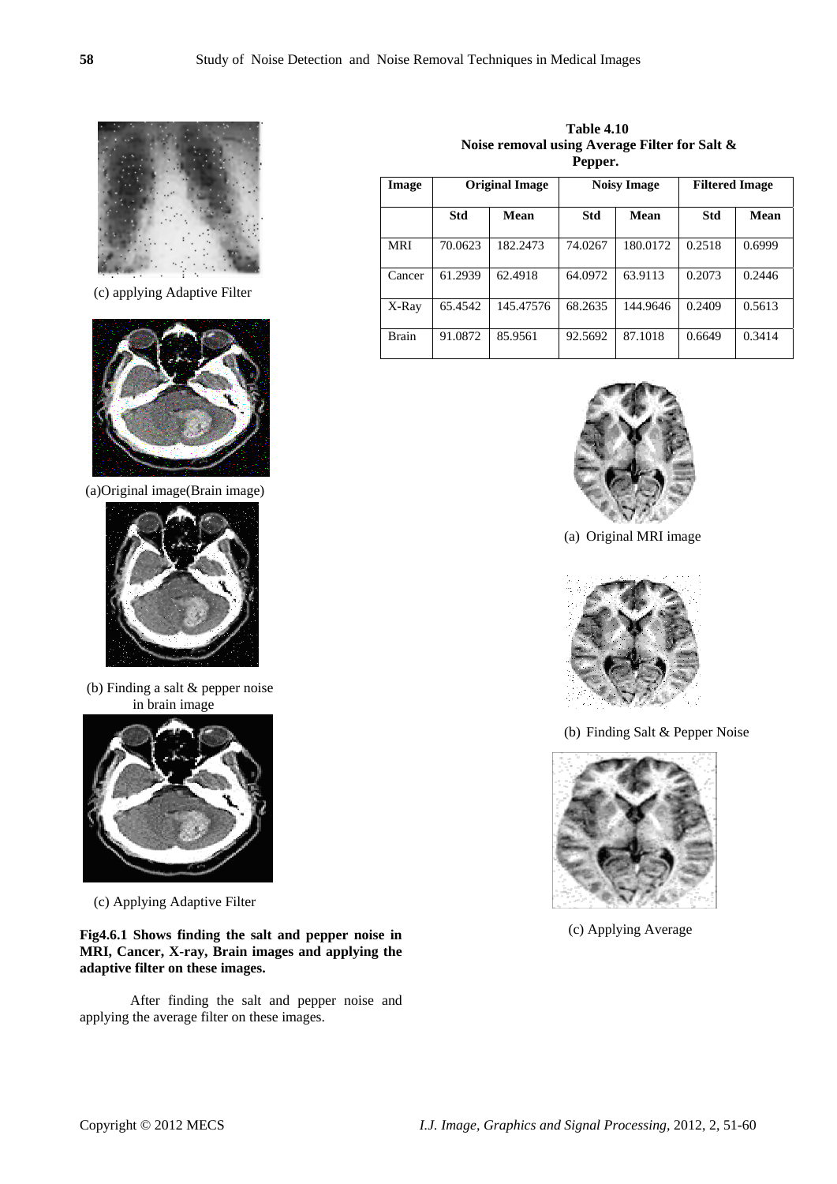(c) applying Adaptive Filter

(a)Original image(Brain image)

(b) Finding a salt & pepper noise in brain image

(c) Applying Adaptive Filter

**Fig4.6.1 Shows finding the salt and pepper noise in MRI, Cancer, X-ray, Brain images and applying the adaptive filter on these images.**

After finding the salt and pepper noise and applying the average filter on these images.

**Table 4.10**
**Noise removal using Average Filter for Salt & Pepper.**

| Image | Original Image | | Noisy Image | | Filtered Image | |
|---|---|---|---|---|---|---|
| | **Std** | **Mean** | **Std** | **Mean** | **Std** | **Mean** |
| MRI | 70.0623 | 182.2473 | 74.0267 | 180.0172 | 0.2518 | 0.6999 |
| Cancer | 61.2939 | 62.4918 | 64.0972 | 63.9113 | 0.2073 | 0.2446 |
| X-Ray | 65.4542 | 145.47576 | 68.2635 | 144.9646 | 0.2409 | 0.5613 |
| Brain | 91.0872 | 85.9561 | 92.5692 | 87.1018 | 0.6649 | 0.3414 |

(a) Original MRI image

(b) Finding Salt & Pepper Noise

(c) Applying Average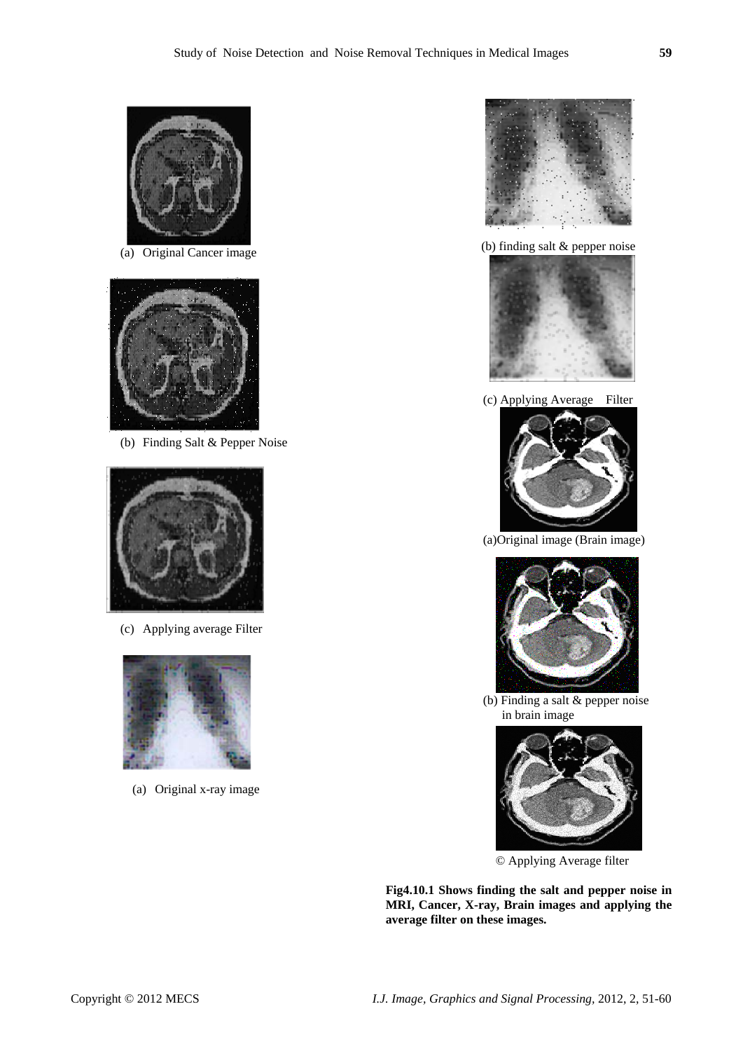(a) Original Cancer image

(b) Finding Salt & Pepper Noise

(c) Applying average Filter

(a) Original x-ray image

(b) finding salt & pepper noise

(c) Applying Average Filter

(a)Original image (Brain image)

(b) Finding a salt & pepper noise in brain image

© Applying Average filter

**Fig4.10.1 Shows finding the salt and pepper noise in MRI, Cancer, X-ray, Brain images and applying the average filter on these images.**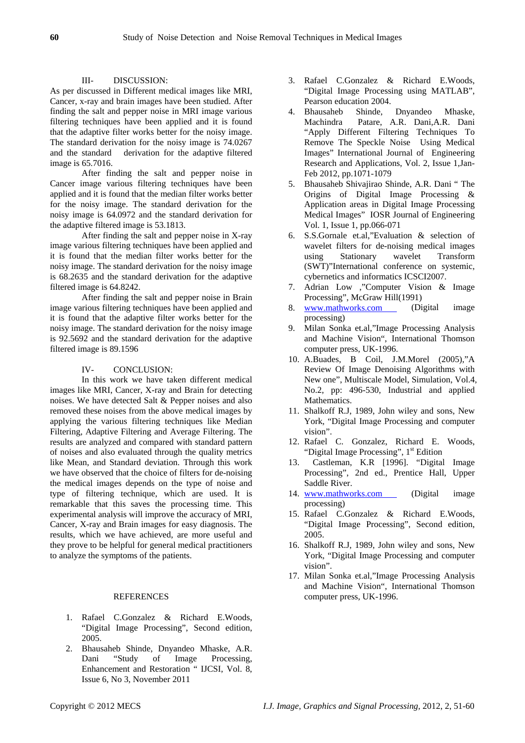## III- DISCUSSION:

As per discussed in Different medical images like MRI, Cancer, x-ray and brain images have been studied. After finding the salt and pepper noise in MRI image various filtering techniques have been applied and it is found that the adaptive filter works better for the noisy image. The standard derivation for the noisy image is 74.0267 and the standard derivation for the adaptive filtered image is 65.7016.

After finding the salt and pepper noise in Cancer image various filtering techniques have been applied and it is found that the median filter works better for the noisy image. The standard derivation for the noisy image is 64.0972 and the standard derivation for the adaptive filtered image is 53.1813.

After finding the salt and pepper noise in X-ray image various filtering techniques have been applied and it is found that the median filter works better for the noisy image. The standard derivation for the noisy image is 68.2635 and the standard derivation for the adaptive filtered image is 64.8242.

After finding the salt and pepper noise in Brain image various filtering techniques have been applied and it is found that the adaptive filter works better for the noisy image. The standard derivation for the noisy image is 92.5692 and the standard derivation for the adaptive filtered image is 89.1596

## IV- CONCLUSION:

In this work we have taken different medical images like MRI, Cancer, X-ray and Brain for detecting noises. We have detected Salt & Pepper noises and also removed these noises from the above medical images by applying the various filtering techniques like Median Filtering, Adaptive Filtering and Average Filtering. The results are analyzed and compared with standard pattern of noises and also evaluated through the quality metrics like Mean, and Standard deviation. Through this work we have observed that the choice of filters for de-noising the medical images depends on the type of noise and type of filtering technique, which are used. It is remarkable that this saves the processing time. This experimental analysis will improve the accuracy of MRI, Cancer, X-ray and Brain images for easy diagnosis. The results, which we have achieved, are more useful and they prove to be helpful for general medical practitioners to analyze the symptoms of the patients.

## REFERENCES

1. Rafael C.Gonzalez & Richard E.Woods, "Digital Image Processing", Second edition, 2005.
2. Bhausaheb Shinde, Dnyandeo Mhaske, A.R. Dani "Study of Image Processing, Enhancement and Restoration " IJCSI, Vol. 8, Issue 6, No 3, November 2011
3. Rafael C.Gonzalez & Richard E.Woods, "Digital Image Processing using MATLAB", Pearson education 2004.
4. Bhausaheb Shinde, Dnyandeo Mhaske, Machindra Patare, A.R. Dani,A.R. Dani "Apply Different Filtering Techniques To Remove The Speckle Noise Using Medical Images" International Journal of Engineering Research and Applications, Vol. 2, Issue 1,Jan-Feb 2012, pp.1071-1079
5. Bhausaheb Shivajirao Shinde, A.R. Dani " The Origins of Digital Image Processing & Application areas in Digital Image Processing Medical Images" IOSR Journal of Engineering Vol. 1, Issue 1, pp.066-071
6. S.S.Gornale et.al,"Evaluation & selection of wavelet filters for de-noising medical images using Stationary wavelet Transform (SWT)"International conference on systemic, cybernetics and informatics ICSCI2007.
7. Adrian Low ,"Computer Vision & Image Processing", McGraw Hill(1991)
8. www.mathworks.com (Digital image processing)
9. Milan Sonka et.al,"Image Processing Analysis and Machine Vision", International Thomson computer press, UK-1996.
10. A.Buades, B Coil, J.M.Morel (2005),"A Review Of Image Denoising Algorithms with New one", Multiscale Model, Simulation, Vol.4, No.2, pp: 496-530, Industrial and applied Mathematics.
11. Shalkoff R.J, 1989, John wiley and sons, New York, "Digital Image Processing and computer vision".
12. Rafael C. Gonzalez, Richard E. Woods, "Digital Image Processing", 1st Edition
13. Castleman, K.R [1996]. "Digital Image Processing", 2nd ed., Prentice Hall, Upper Saddle River.
14. www.mathworks.com (Digital image processing)
15. Rafael C.Gonzalez & Richard E.Woods, "Digital Image Processing", Second edition, 2005.
16. Shalkoff R.J, 1989, John wiley and sons, New York, "Digital Image Processing and computer vision".
17. Milan Sonka et.al,"Image Processing Analysis and Machine Vision", International Thomson computer press, UK-1996.